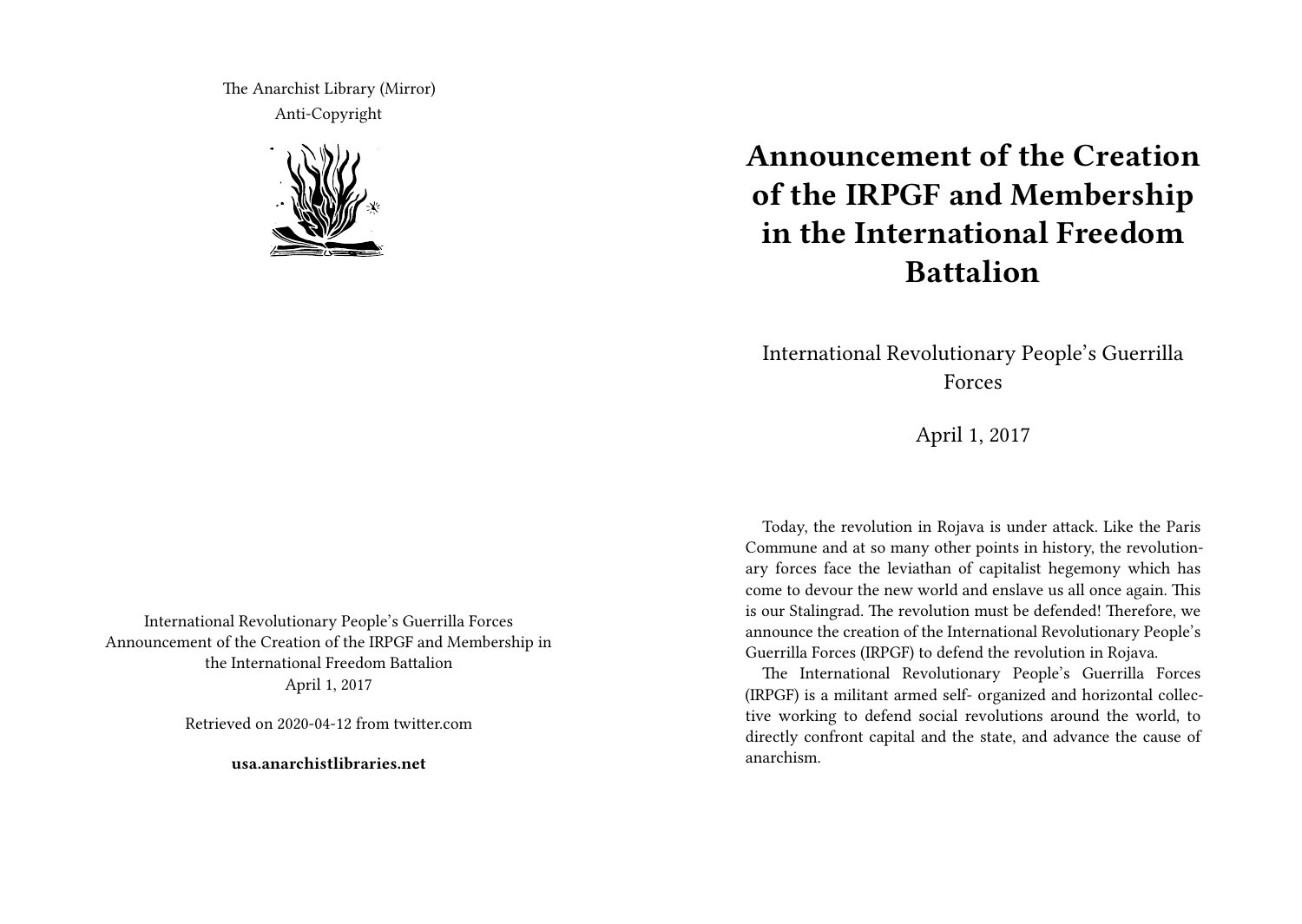The Anarchist Library (Mirror)
Anti-Copyright

International Revolutionary People's Guerrilla Forces
Announcement of the Creation of the IRPGF and Membership in the International Freedom Battalion
April 1, 2017

Retrieved on 2020-04-12 from twitter.com

**usa.anarchistlibraries.net**

# Announcement of the Creation of the IRPGF and Membership in the International Freedom Battalion

International Revolutionary People's Guerrilla Forces

April 1, 2017

Today, the revolution in Rojava is under attack. Like the Paris Commune and at so many other points in history, the revolutionary forces face the leviathan of capitalist hegemony which has come to devour the new world and enslave us all once again. This is our Stalingrad. The revolution must be defended! Therefore, we announce the creation of the International Revolutionary People's Guerrilla Forces (IRPGF) to defend the revolution in Rojava.

The International Revolutionary People's Guerrilla Forces (IRPGF) is a militant armed self- organized and horizontal collective working to defend social revolutions around the world, to directly confront capital and the state, and advance the cause of anarchism.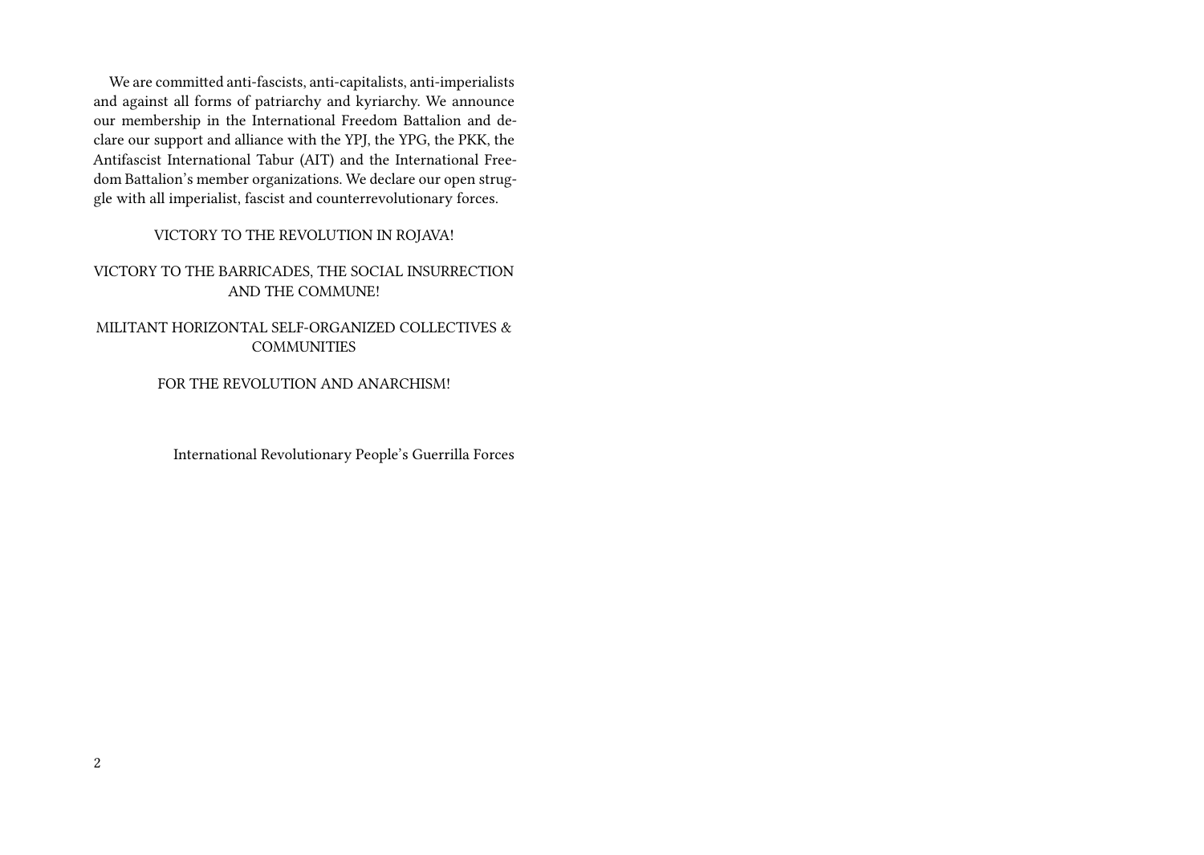We are committed anti-fascists, anti-capitalists, anti-imperialists and against all forms of patriarchy and kyriarchy. We announce our membership in the International Freedom Battalion and declare our support and alliance with the YPJ, the YPG, the PKK, the Antifascist International Tabur (AIT) and the International Freedom Battalion's member organizations. We declare our open struggle with all imperialist, fascist and counterrevolutionary forces.

VICTORY TO THE REVOLUTION IN ROJAVA!

VICTORY TO THE BARRICADES, THE SOCIAL INSURRECTION AND THE COMMUNE!

MILITANT HORIZONTAL SELF-ORGANIZED COLLECTIVES & COMMUNITIES

FOR THE REVOLUTION AND ANARCHISM!

International Revolutionary People's Guerrilla Forces